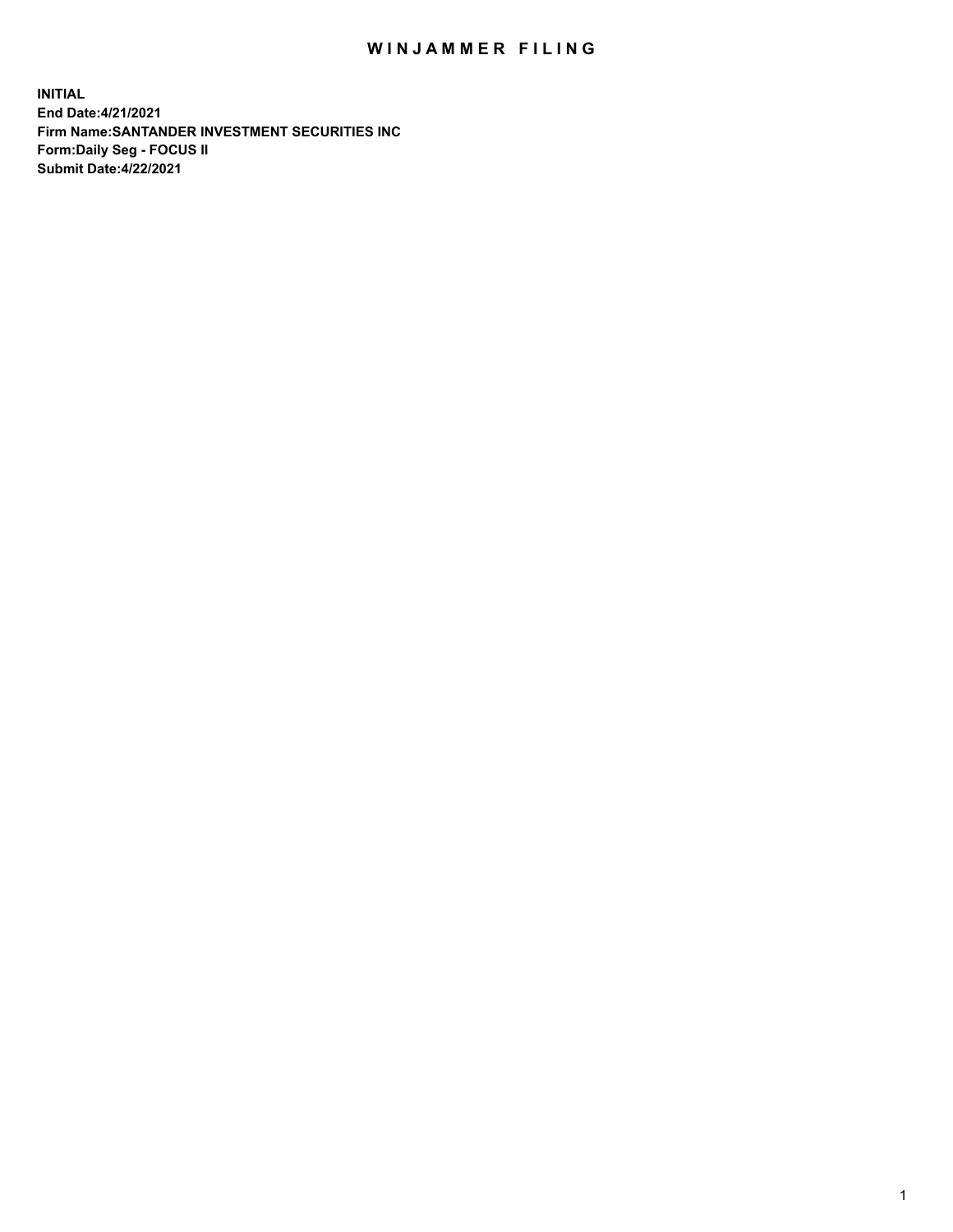# WINJAMMER FILING

**INITIAL**
**End Date:4/21/2021**
**Firm Name:SANTANDER INVESTMENT SECURITIES INC**
**Form:Daily Seg - FOCUS II**
**Submit Date:4/22/2021**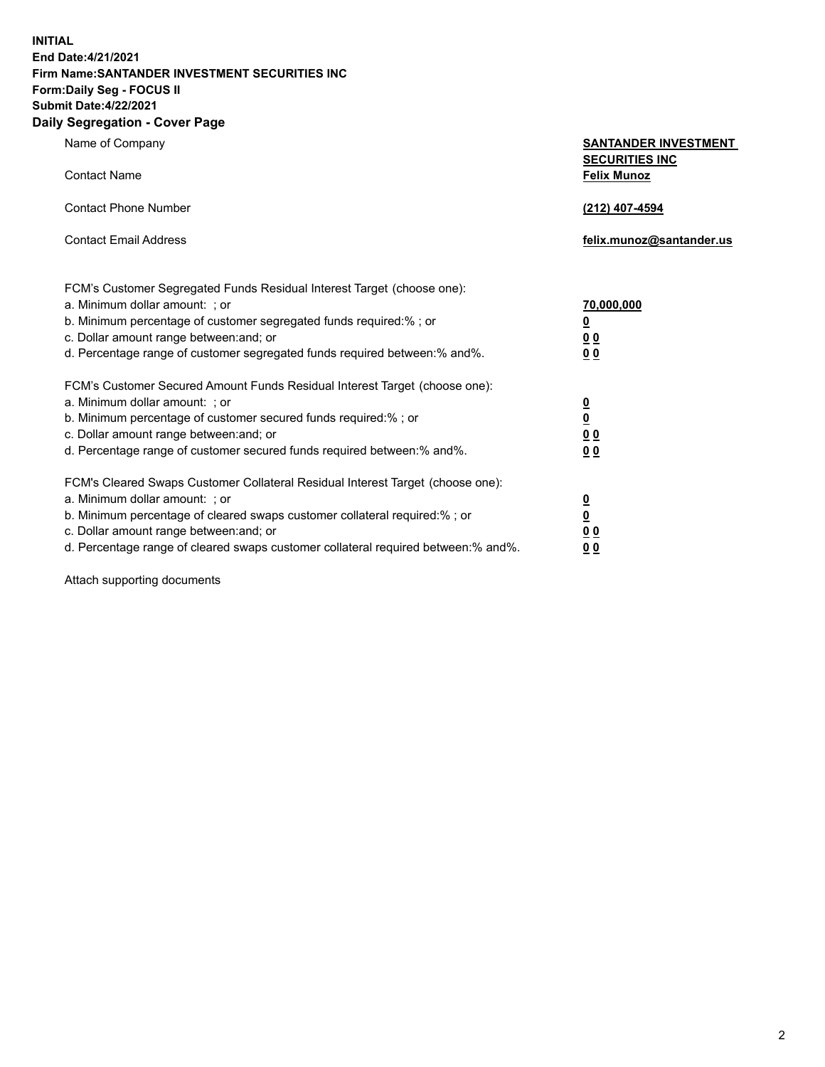**INITIAL**
**End Date:4/21/2021**
**Firm Name:SANTANDER INVESTMENT SECURITIES INC**
**Form:Daily Seg - FOCUS II**
**Submit Date:4/22/2021**

## Daily Segregation - Cover Page

| | |
|---|---|
| Name of Company | **SANTANDER INVESTMENT SECURITIES INC** |
| Contact Name | **Felix Munoz** |
| Contact Phone Number | **(212) 407-4594** |
| Contact Email Address | **felix.munoz@santander.us** |

| | |
|---|---|
| FCM's Customer Segregated Funds Residual Interest Target (choose one): | |
| a. Minimum dollar amount: ; or | **70,000,000** |
| b. Minimum percentage of customer segregated funds required:% ; or | **0** |
| c. Dollar amount range between:and; or | **0 0** |
| d. Percentage range of customer segregated funds required between:% and%. | **0 0** |
| FCM's Customer Secured Amount Funds Residual Interest Target (choose one): | |
| a. Minimum dollar amount: ; or | **0** |
| b. Minimum percentage of customer secured funds required:% ; or | **0** |
| c. Dollar amount range between:and; or | **0 0** |
| d. Percentage range of customer secured funds required between:% and%. | **0 0** |
| FCM's Cleared Swaps Customer Collateral Residual Interest Target (choose one): | |
| a. Minimum dollar amount: ; or | **0** |
| b. Minimum percentage of cleared swaps customer collateral required:% ; or | **0** |
| c. Dollar amount range between:and; or | **0 0** |
| d. Percentage range of cleared swaps customer collateral required between:% and%. | **0 0** |

Attach supporting documents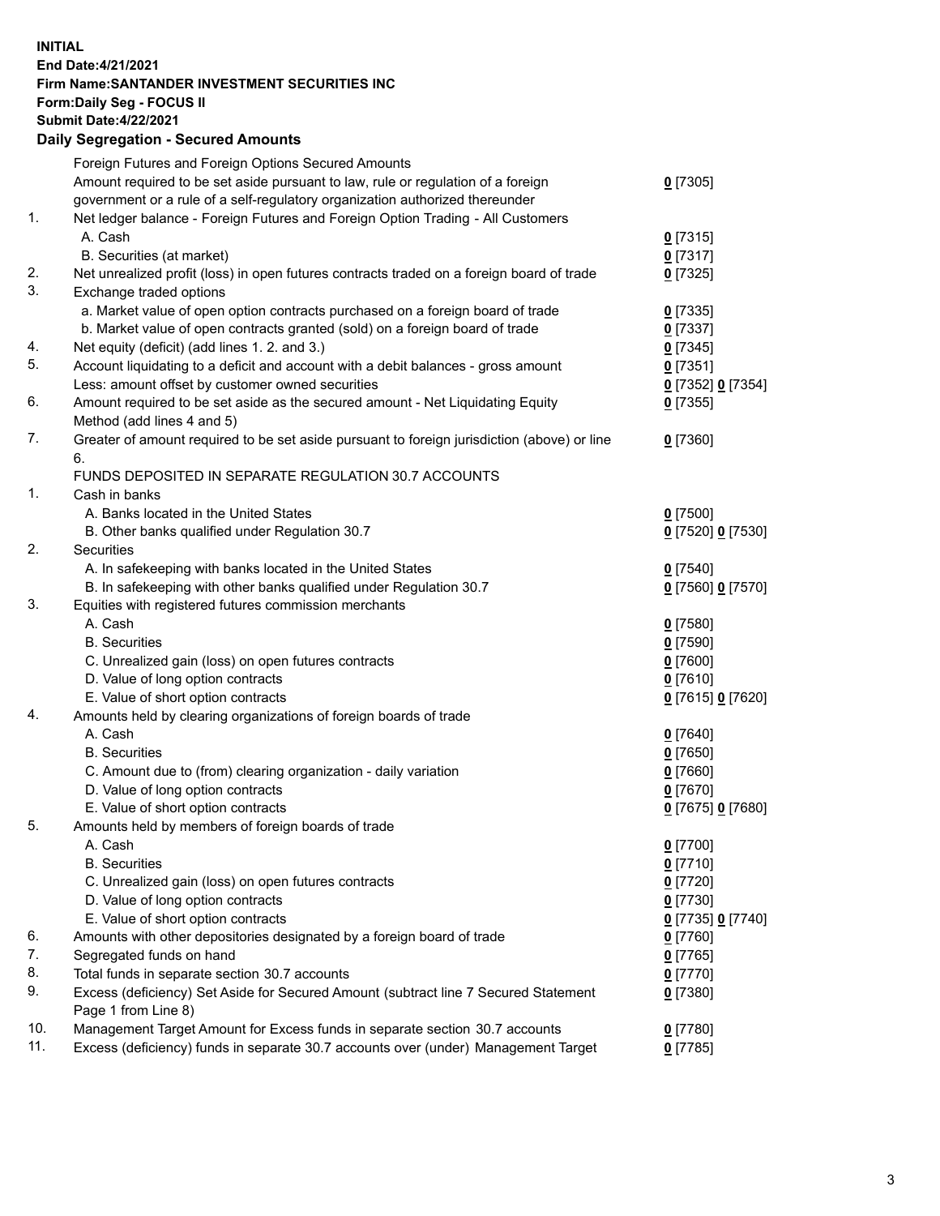**INITIAL**
**End Date:4/21/2021**
**Firm Name:SANTANDER INVESTMENT SECURITIES INC**
**Form:Daily Seg - FOCUS II**
**Submit Date:4/22/2021**

## Daily Segregation - Secured Amounts

| | | |
|---|---|---|
| | Foreign Futures and Foreign Options Secured Amounts | |
| | Amount required to be set aside pursuant to law, rule or regulation of a foreign government or a rule of a self-regulatory organization authorized thereunder | 0 [7305] |
| 1. | Net ledger balance - Foreign Futures and Foreign Option Trading - All Customers | |
| | A. Cash | 0 [7315] |
| | B. Securities (at market) | 0 [7317] |
| 2. | Net unrealized profit (loss) in open futures contracts traded on a foreign board of trade | 0 [7325] |
| 3. | Exchange traded options | |
| | a. Market value of open option contracts purchased on a foreign board of trade | 0 [7335] |
| | b. Market value of open contracts granted (sold) on a foreign board of trade | 0 [7337] |
| 4. | Net equity (deficit) (add lines 1. 2. and 3.) | 0 [7345] |
| 5. | Account liquidating to a deficit and account with a debit balances - gross amount | 0 [7351] |
| | Less: amount offset by customer owned securities | 0 [7352] 0 [7354] |
| 6. | Amount required to be set aside as the secured amount - Net Liquidating Equity Method (add lines 4 and 5) | 0 [7355] |
| 7. | Greater of amount required to be set aside pursuant to foreign jurisdiction (above) or line 6. | 0 [7360] |
| | FUNDS DEPOSITED IN SEPARATE REGULATION 30.7 ACCOUNTS | |
| 1. | Cash in banks | |
| | A. Banks located in the United States | 0 [7500] |
| | B. Other banks qualified under Regulation 30.7 | 0 [7520] 0 [7530] |
| 2. | Securities | |
| | A. In safekeeping with banks located in the United States | 0 [7540] |
| | B. In safekeeping with other banks qualified under Regulation 30.7 | 0 [7560] 0 [7570] |
| 3. | Equities with registered futures commission merchants | |
| | A. Cash | 0 [7580] |
| | B. Securities | 0 [7590] |
| | C. Unrealized gain (loss) on open futures contracts | 0 [7600] |
| | D. Value of long option contracts | 0 [7610] |
| | E. Value of short option contracts | 0 [7615] 0 [7620] |
| 4. | Amounts held by clearing organizations of foreign boards of trade | |
| | A. Cash | 0 [7640] |
| | B. Securities | 0 [7650] |
| | C. Amount due to (from) clearing organization - daily variation | 0 [7660] |
| | D. Value of long option contracts | 0 [7670] |
| | E. Value of short option contracts | 0 [7675] 0 [7680] |
| 5. | Amounts held by members of foreign boards of trade | |
| | A. Cash | 0 [7700] |
| | B. Securities | 0 [7710] |
| | C. Unrealized gain (loss) on open futures contracts | 0 [7720] |
| | D. Value of long option contracts | 0 [7730] |
| | E. Value of short option contracts | 0 [7735] 0 [7740] |
| 6. | Amounts with other depositories designated by a foreign board of trade | 0 [7760] |
| 7. | Segregated funds on hand | 0 [7765] |
| 8. | Total funds in separate section 30.7 accounts | 0 [7770] |
| 9. | Excess (deficiency) Set Aside for Secured Amount (subtract line 7 Secured Statement Page 1 from Line 8) | 0 [7380] |
| 10. | Management Target Amount for Excess funds in separate section 30.7 accounts | 0 [7780] |
| 11. | Excess (deficiency) funds in separate 30.7 accounts over (under) Management Target | 0 [7785] |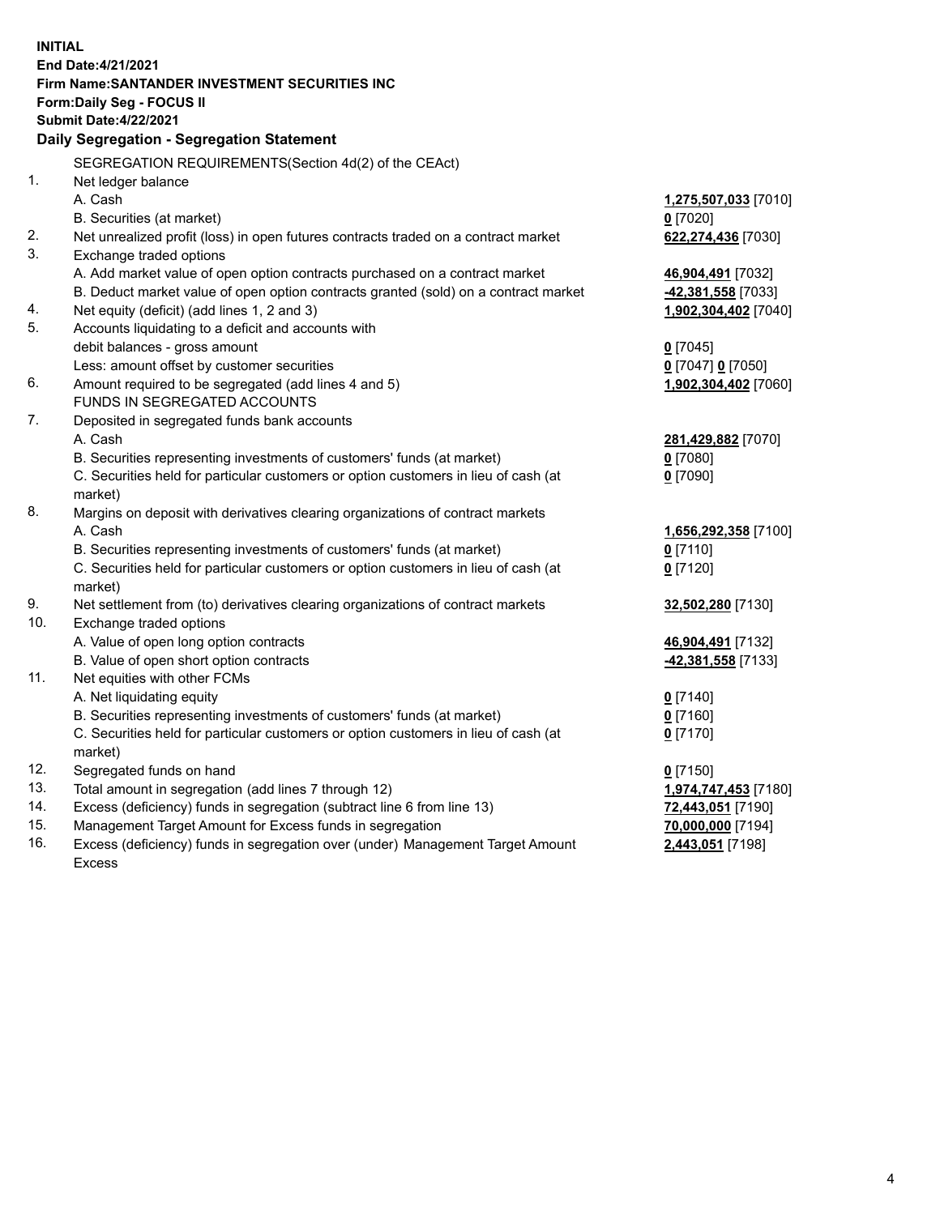**INITIAL**
**End Date:4/21/2021**
**Firm Name:SANTANDER INVESTMENT SECURITIES INC**
**Form:Daily Seg - FOCUS II**
**Submit Date:4/22/2021**

## Daily Segregation - Segregation Statement

SEGREGATION REQUIREMENTS(Section 4d(2) of the CEAct)

| | | |
|---|---|---|
| 1. | Net ledger balance | |
| | A. Cash | **1,275,507,033** [7010] |
| | B. Securities (at market) | **0** [7020] |
| 2. | Net unrealized profit (loss) in open futures contracts traded on a contract market | **622,274,436** [7030] |
| 3. | Exchange traded options | |
| | A. Add market value of open option contracts purchased on a contract market | **46,904,491** [7032] |
| | B. Deduct market value of open option contracts granted (sold) on a contract market | **-42,381,558** [7033] |
| 4. | Net equity (deficit) (add lines 1, 2 and 3) | **1,902,304,402** [7040] |
| 5. | Accounts liquidating to a deficit and accounts with debit balances - gross amount | **0** [7045] |
| | Less: amount offset by customer securities | **0** [7047] **0** [7050] |
| 6. | Amount required to be segregated (add lines 4 and 5) | **1,902,304,402** [7060] |
| | FUNDS IN SEGREGATED ACCOUNTS | |
| 7. | Deposited in segregated funds bank accounts | |
| | A. Cash | **281,429,882** [7070] |
| | B. Securities representing investments of customers' funds (at market) | **0** [7080] |
| | C. Securities held for particular customers or option customers in lieu of cash (at market) | **0** [7090] |
| 8. | Margins on deposit with derivatives clearing organizations of contract markets | |
| | A. Cash | **1,656,292,358** [7100] |
| | B. Securities representing investments of customers' funds (at market) | **0** [7110] |
| | C. Securities held for particular customers or option customers in lieu of cash (at market) | **0** [7120] |
| 9. | Net settlement from (to) derivatives clearing organizations of contract markets | **32,502,280** [7130] |
| 10. | Exchange traded options | |
| | A. Value of open long option contracts | **46,904,491** [7132] |
| | B. Value of open short option contracts | **-42,381,558** [7133] |
| 11. | Net equities with other FCMs | |
| | A. Net liquidating equity | **0** [7140] |
| | B. Securities representing investments of customers' funds (at market) | **0** [7160] |
| | C. Securities held for particular customers or option customers in lieu of cash (at market) | **0** [7170] |
| 12. | Segregated funds on hand | **0** [7150] |
| 13. | Total amount in segregation (add lines 7 through 12) | **1,974,747,453** [7180] |
| 14. | Excess (deficiency) funds in segregation (subtract line 6 from line 13) | **72,443,051** [7190] |
| 15. | Management Target Amount for Excess funds in segregation | **70,000,000** [7194] |
| 16. | Excess (deficiency) funds in segregation over (under) Management Target Amount Excess | **2,443,051** [7198] |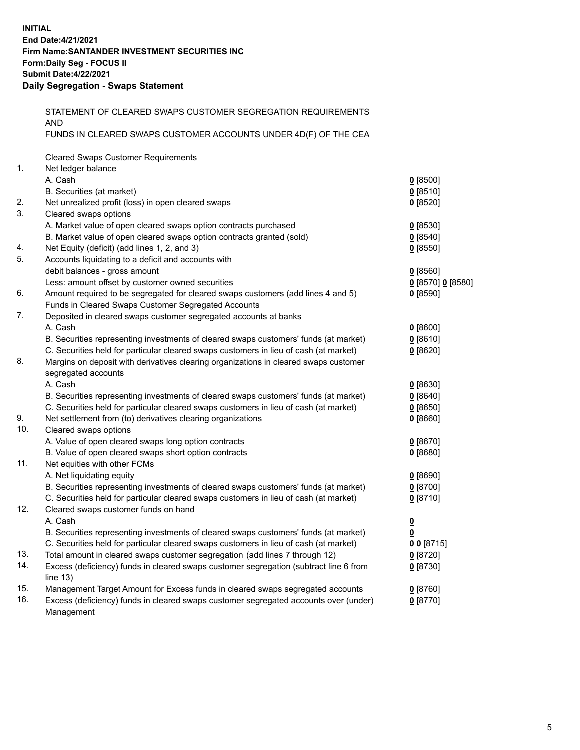**INITIAL**
**End Date:4/21/2021**
**Firm Name:SANTANDER INVESTMENT SECURITIES INC**
**Form:Daily Seg - FOCUS II**
**Submit Date:4/22/2021**
**Daily Segregation - Swaps Statement**

STATEMENT OF CLEARED SWAPS CUSTOMER SEGREGATION REQUIREMENTS AND FUNDS IN CLEARED SWAPS CUSTOMER ACCOUNTS UNDER 4D(F) OF THE CEA

| | | |
|---|---|---|
| | Cleared Swaps Customer Requirements | |
| 1. | Net ledger balance | |
| | A. Cash | 0 [8500] |
| | B. Securities (at market) | 0 [8510] |
| 2. | Net unrealized profit (loss) in open cleared swaps | 0 [8520] |
| 3. | Cleared swaps options | |
| | A. Market value of open cleared swaps option contracts purchased | 0 [8530] |
| | B. Market value of open cleared swaps option contracts granted (sold) | 0 [8540] |
| 4. | Net Equity (deficit) (add lines 1, 2, and 3) | 0 [8550] |
| 5. | Accounts liquidating to a deficit and accounts with debit balances - gross amount | 0 [8560] |
| | Less: amount offset by customer owned securities | 0 [8570] 0 [8580] |
| 6. | Amount required to be segregated for cleared swaps customers (add lines 4 and 5) | 0 [8590] |
| | Funds in Cleared Swaps Customer Segregated Accounts | |
| 7. | Deposited in cleared swaps customer segregated accounts at banks | |
| | A. Cash | 0 [8600] |
| | B. Securities representing investments of cleared swaps customers' funds (at market) | 0 [8610] |
| | C. Securities held for particular cleared swaps customers in lieu of cash (at market) | 0 [8620] |
| 8. | Margins on deposit with derivatives clearing organizations in cleared swaps customer segregated accounts | |
| | A. Cash | 0 [8630] |
| | B. Securities representing investments of cleared swaps customers' funds (at market) | 0 [8640] |
| | C. Securities held for particular cleared swaps customers in lieu of cash (at market) | 0 [8650] |
| 9. | Net settlement from (to) derivatives clearing organizations | 0 [8660] |
| 10. | Cleared swaps options | |
| | A. Value of open cleared swaps long option contracts | 0 [8670] |
| | B. Value of open cleared swaps short option contracts | 0 [8680] |
| 11. | Net equities with other FCMs | |
| | A. Net liquidating equity | 0 [8690] |
| | B. Securities representing investments of cleared swaps customers' funds (at market) | 0 [8700] |
| | C. Securities held for particular cleared swaps customers in lieu of cash (at market) | 0 [8710] |
| 12. | Cleared swaps customer funds on hand | |
| | A. Cash | 0 |
| | B. Securities representing investments of cleared swaps customers' funds (at market) | 0 |
| | C. Securities held for particular cleared swaps customers in lieu of cash (at market) | 0 0 [8715] |
| 13. | Total amount in cleared swaps customer segregation (add lines 7 through 12) | 0 [8720] |
| 14. | Excess (deficiency) funds in cleared swaps customer segregation (subtract line 6 from line 13) | 0 [8730] |
| 15. | Management Target Amount for Excess funds in cleared swaps segregated accounts | 0 [8760] |
| 16. | Excess (deficiency) funds in cleared swaps customer segregated accounts over (under) Management | 0 [8770] |